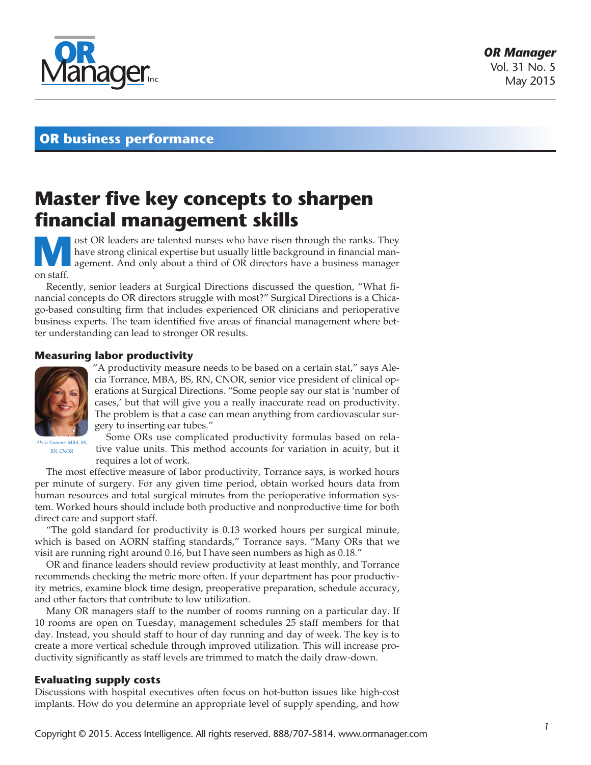## OR business performance

# Master five key concepts to sharpen financial management skills

Most OR leaders are talented nurses who have risen through the ranks. They have strong clinical expertise but usually little background in financial management. And only about a third of OR directors have a business manager on staff.

Recently, senior leaders at Surgical Directions discussed the question, "What financial concepts do OR directors struggle with most?" Surgical Directions is a Chicago-based consulting firm that includes experienced OR clinicians and perioperative business experts. The team identified five areas of financial management where better understanding can lead to stronger OR results.

### Measuring labor productivity

"A productivity measure needs to be based on a certain stat," says Alecia Torrance, MBA, BS, RN, CNOR, senior vice president of clinical operations at Surgical Directions. "Some people say our stat is 'number of cases,' but that will give you a really inaccurate read on productivity. The problem is that a case can mean anything from cardiovascular surgery to inserting ear tubes."

*Alecia Torrance, MBA, BS, RN, CNOR*

Some ORs use complicated productivity formulas based on relative value units. This method accounts for variation in acuity, but it requires a lot of work.

The most effective measure of labor productivity, Torrance says, is worked hours per minute of surgery. For any given time period, obtain worked hours data from human resources and total surgical minutes from the perioperative information system. Worked hours should include both productive and nonproductive time for both direct care and support staff.

"The gold standard for productivity is 0.13 worked hours per surgical minute, which is based on AORN staffing standards," Torrance says. "Many ORs that we visit are running right around 0.16, but I have seen numbers as high as 0.18."

OR and finance leaders should review productivity at least monthly, and Torrance recommends checking the metric more often. If your department has poor productivity metrics, examine block time design, preoperative preparation, schedule accuracy, and other factors that contribute to low utilization.

Many OR managers staff to the number of rooms running on a particular day. If 10 rooms are open on Tuesday, management schedules 25 staff members for that day. Instead, you should staff to hour of day running and day of week. The key is to create a more vertical schedule through improved utilization. This will increase productivity significantly as staff levels are trimmed to match the daily draw-down.

### Evaluating supply costs

Discussions with hospital executives often focus on hot-button issues like high-cost implants. How do you determine an appropriate level of supply spending, and how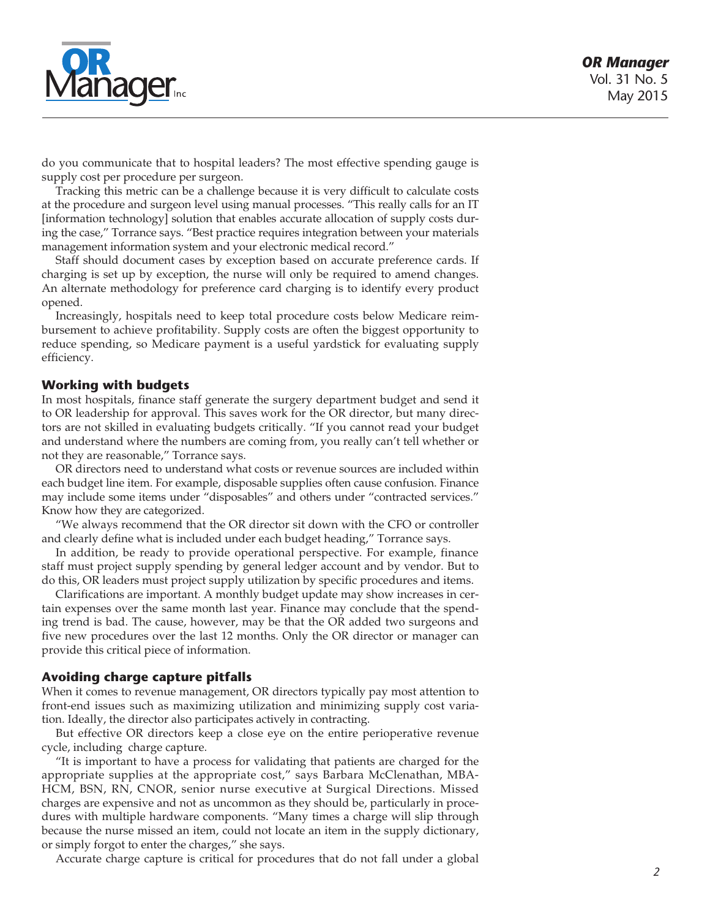do you communicate that to hospital leaders? The most effective spending gauge is supply cost per procedure per surgeon.

Tracking this metric can be a challenge because it is very difficult to calculate costs at the procedure and surgeon level using manual processes. "This really calls for an IT [information technology] solution that enables accurate allocation of supply costs during the case," Torrance says. "Best practice requires integration between your materials management information system and your electronic medical record."

Staff should document cases by exception based on accurate preference cards. If charging is set up by exception, the nurse will only be required to amend changes. An alternate methodology for preference card charging is to identify every product opened.

Increasingly, hospitals need to keep total procedure costs below Medicare reimbursement to achieve profitability. Supply costs are often the biggest opportunity to reduce spending, so Medicare payment is a useful yardstick for evaluating supply efficiency.

### Working with budgets

In most hospitals, finance staff generate the surgery department budget and send it to OR leadership for approval. This saves work for the OR director, but many directors are not skilled in evaluating budgets critically. "If you cannot read your budget and understand where the numbers are coming from, you really can't tell whether or not they are reasonable," Torrance says.

OR directors need to understand what costs or revenue sources are included within each budget line item. For example, disposable supplies often cause confusion. Finance may include some items under "disposables" and others under "contracted services." Know how they are categorized.

"We always recommend that the OR director sit down with the CFO or controller and clearly define what is included under each budget heading," Torrance says.

In addition, be ready to provide operational perspective. For example, finance staff must project supply spending by general ledger account and by vendor. But to do this, OR leaders must project supply utilization by specific procedures and items.

Clarifications are important. A monthly budget update may show increases in certain expenses over the same month last year. Finance may conclude that the spending trend is bad. The cause, however, may be that the OR added two surgeons and five new procedures over the last 12 months. Only the OR director or manager can provide this critical piece of information.

### Avoiding charge capture pitfalls

When it comes to revenue management, OR directors typically pay most attention to front-end issues such as maximizing utilization and minimizing supply cost variation. Ideally, the director also participates actively in contracting.

But effective OR directors keep a close eye on the entire perioperative revenue cycle, including charge capture.

"It is important to have a process for validating that patients are charged for the appropriate supplies at the appropriate cost," says Barbara McClenathan, MBA-HCM, BSN, RN, CNOR, senior nurse executive at Surgical Directions. Missed charges are expensive and not as uncommon as they should be, particularly in procedures with multiple hardware components. "Many times a charge will slip through because the nurse missed an item, could not locate an item in the supply dictionary, or simply forgot to enter the charges," she says.

Accurate charge capture is critical for procedures that do not fall under a global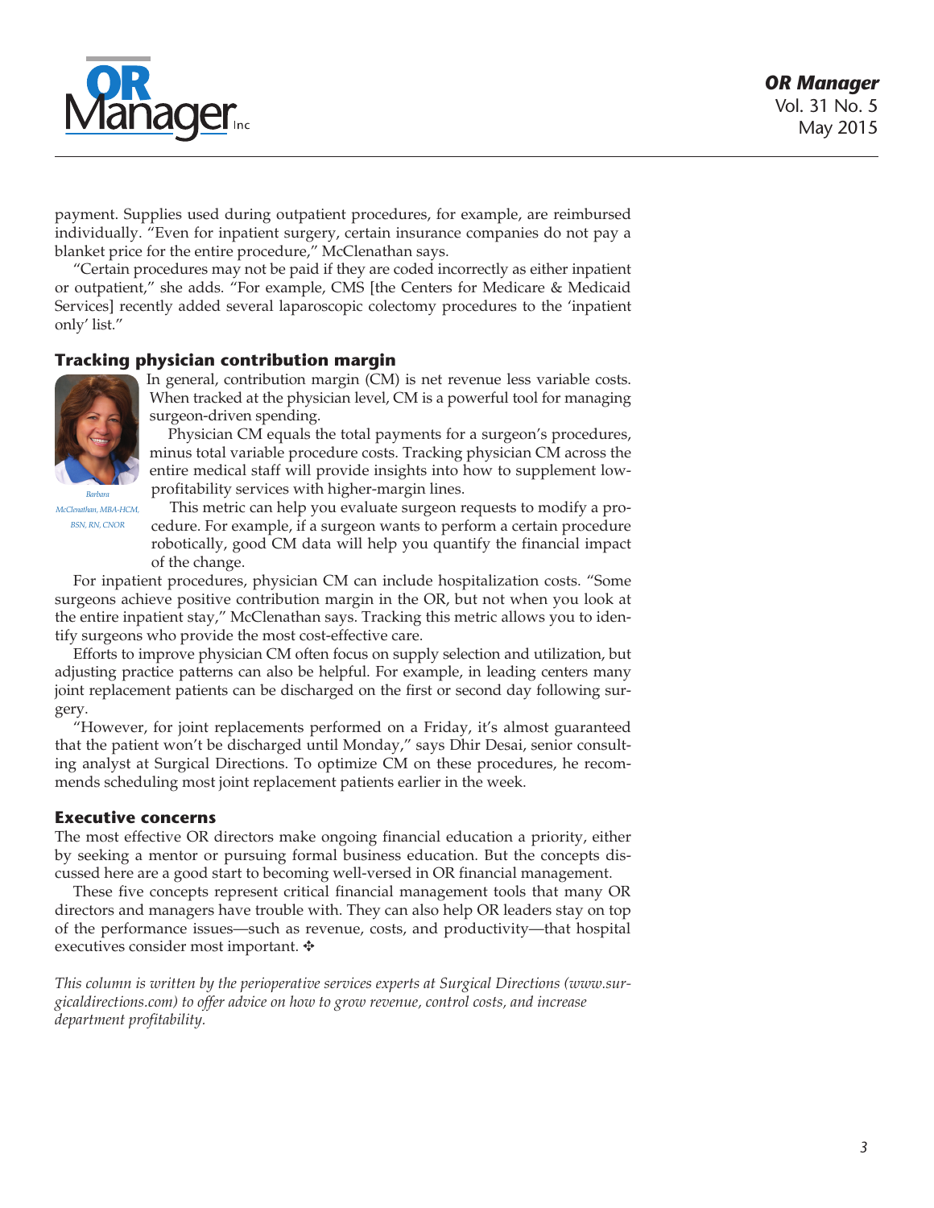payment. Supplies used during outpatient procedures, for example, are reimbursed individually. "Even for inpatient surgery, certain insurance companies do not pay a blanket price for the entire procedure," McClenathan says.

"Certain procedures may not be paid if they are coded incorrectly as either inpatient or outpatient," she adds. "For example, CMS [the Centers for Medicare & Medicaid Services] recently added several laparoscopic colectomy procedures to the 'inpatient only' list."

## Tracking physician contribution margin

*Barbara McClenathan, MBA-HCM, BSN, RN, CNOR*

In general, contribution margin (CM) is net revenue less variable costs. When tracked at the physician level, CM is a powerful tool for managing surgeon-driven spending.

Physician CM equals the total payments for a surgeon's procedures, minus total variable procedure costs. Tracking physician CM across the entire medical staff will provide insights into how to supplement low-profitability services with higher-margin lines.

This metric can help you evaluate surgeon requests to modify a procedure. For example, if a surgeon wants to perform a certain procedure robotically, good CM data will help you quantify the financial impact of the change.

For inpatient procedures, physician CM can include hospitalization costs. "Some surgeons achieve positive contribution margin in the OR, but not when you look at the entire inpatient stay," McClenathan says. Tracking this metric allows you to identify surgeons who provide the most cost-effective care.

Efforts to improve physician CM often focus on supply selection and utilization, but adjusting practice patterns can also be helpful. For example, in leading centers many joint replacement patients can be discharged on the first or second day following surgery.

"However, for joint replacements performed on a Friday, it's almost guaranteed that the patient won't be discharged until Monday," says Dhir Desai, senior consulting analyst at Surgical Directions. To optimize CM on these procedures, he recommends scheduling most joint replacement patients earlier in the week.

## Executive concerns

The most effective OR directors make ongoing financial education a priority, either by seeking a mentor or pursuing formal business education. But the concepts discussed here are a good start to becoming well-versed in OR financial management.

These five concepts represent critical financial management tools that many OR directors and managers have trouble with. They can also help OR leaders stay on top of the performance issues—such as revenue, costs, and productivity—that hospital executives consider most important. ❖

*This column is written by the perioperative services experts at Surgical Directions (www.surgicaldirections.com) to offer advice on how to grow revenue, control costs, and increase department profitability.*